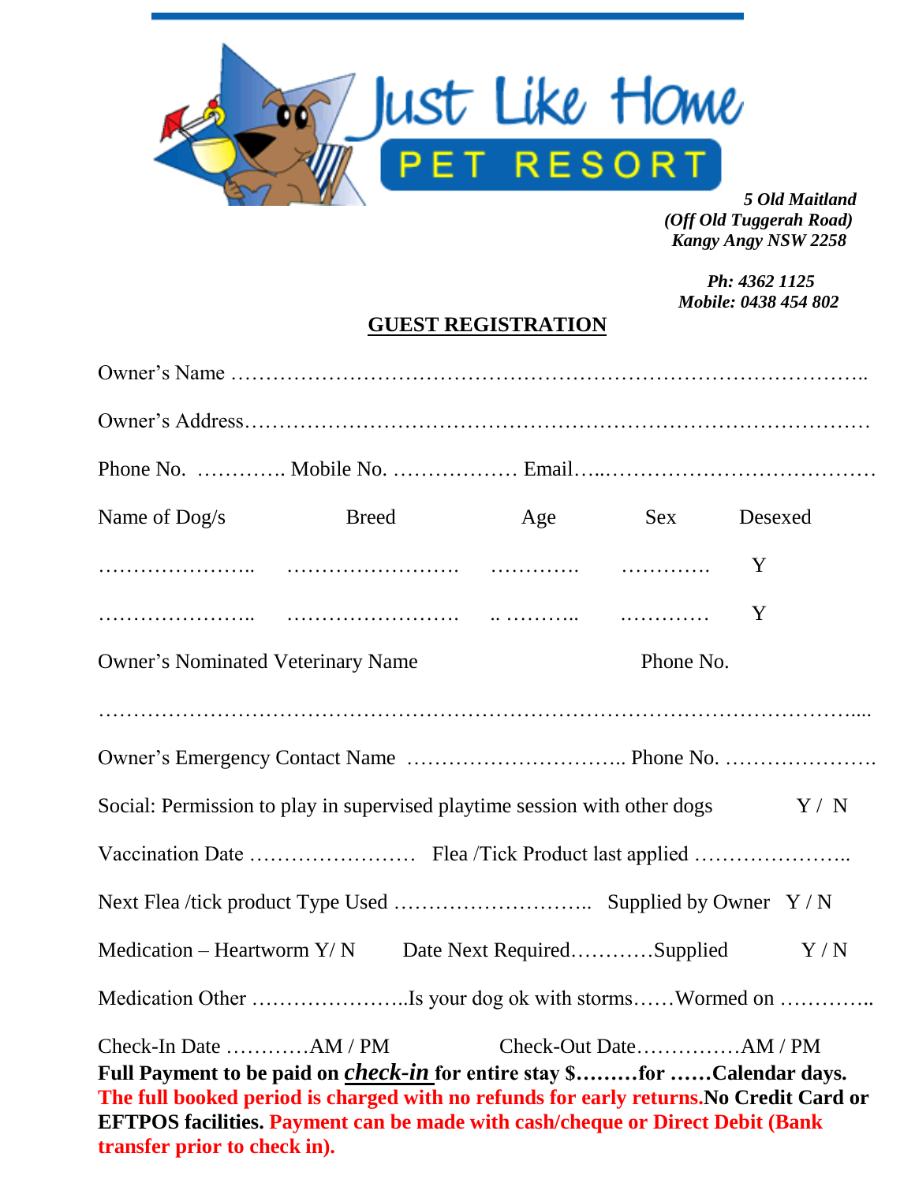Just Like Home
PET RESORT

*5 Old Maitland*
*(Off Old Tuggerah Road)*
*Kangy Angy NSW 2258*

*Ph: 4362 1125*
*Mobile: 0438 454 802*

## GUEST REGISTRATION

Owner's Name ………………………………………………………………………………..

Owner's Address………………………………………………………………………………

Phone No. …………. Mobile No. ……………… Email…..………………………………

| Name of Dog/s | Breed | Age | Sex | Desexed |
|---|---|---|---|---|
| ………………….. | ……………………. | …………. | ………… | Y |
| ………………….. | ……………………. | .. ……….. | ………… | Y |

Owner's Nominated Veterinary Name Phone No.

……………………………………………………………………………………………....

Owner's Emergency Contact Name ………………………….. Phone No. ………………….

Social: Permission to play in supervised playtime session with other dogs Y / N

Vaccination Date …………………… Flea /Tick Product last applied …………………..

Next Flea /tick product Type Used ……………………….. Supplied by Owner Y / N

Medication – Heartworm Y/ N Date Next Required…………Supplied Y / N

Medication Other …………………..Is your dog ok with storms……Wormed on …………..

Check-In Date …………AM / PM Check-Out Date……………AM / PM

**Full Payment to be paid on *check-in* for entire stay $………for ……Calendar days.**
**The full booked period is charged with no refunds for early returns. No Credit Card or EFTPOS facilities. Payment can be made with cash/cheque or Direct Debit (Bank transfer prior to check in).**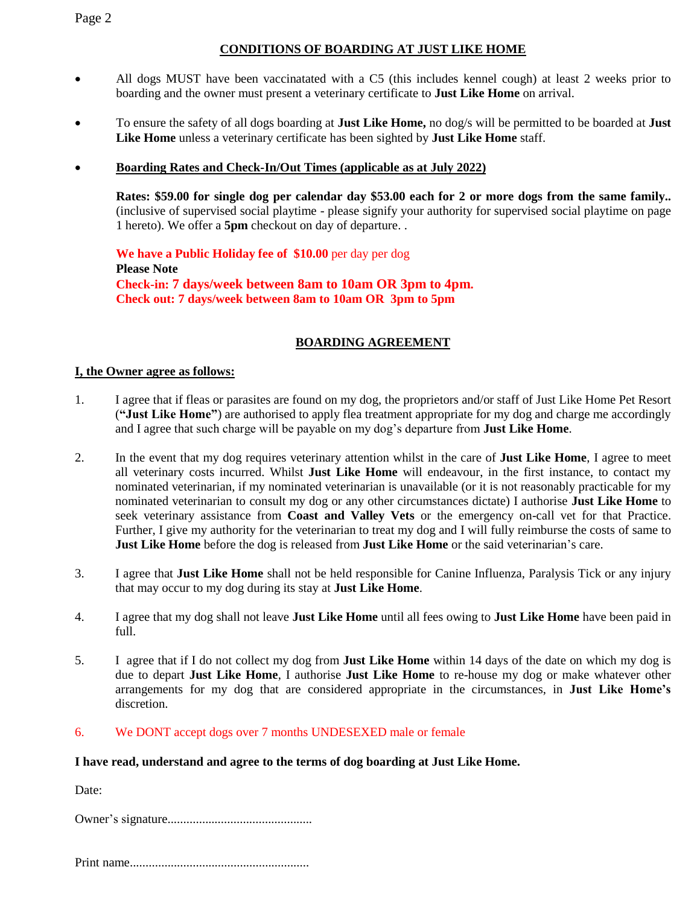## CONDITIONS OF BOARDING AT JUST LIKE HOME

- All dogs MUST have been vaccinatated with a C5 (this includes kennel cough) at least 2 weeks prior to boarding and the owner must present a veterinary certificate to **Just Like Home** on arrival.
- To ensure the safety of all dogs boarding at **Just Like Home,** no dog/s will be permitted to be boarded at **Just Like Home** unless a veterinary certificate has been sighted by **Just Like Home** staff.
- **Boarding Rates and Check-In/Out Times (applicable as at July 2022)**

  **Rates: $59.00 for single dog per calendar day $53.00 each for 2 or more dogs from the same family..** (inclusive of supervised social playtime - please signify your authority for supervised social playtime on page 1 hereto). We offer a **5pm** checkout on day of departure. .

  **We have a Public Holiday fee of $10.00** per day per dog
  **Please Note**
  **Check-in: 7 days/week between 8am to 10am OR 3pm to 4pm.**
  **Check out: 7 days/week between 8am to 10am OR 3pm to 5pm**

## BOARDING AGREEMENT

**I, the Owner agree as follows:**

1. I agree that if fleas or parasites are found on my dog, the proprietors and/or staff of Just Like Home Pet Resort (**"Just Like Home"**) are authorised to apply flea treatment appropriate for my dog and charge me accordingly and I agree that such charge will be payable on my dog's departure from **Just Like Home**.
2. In the event that my dog requires veterinary attention whilst in the care of **Just Like Home**, I agree to meet all veterinary costs incurred. Whilst **Just Like Home** will endeavour, in the first instance, to contact my nominated veterinarian, if my nominated veterinarian is unavailable (or it is not reasonably practicable for my nominated veterinarian to consult my dog or any other circumstances dictate) I authorise **Just Like Home** to seek veterinary assistance from **Coast and Valley Vets** or the emergency on-call vet for that Practice. Further, I give my authority for the veterinarian to treat my dog and I will fully reimburse the costs of same to **Just Like Home** before the dog is released from **Just Like Home** or the said veterinarian's care.
3. I agree that **Just Like Home** shall not be held responsible for Canine Influenza, Paralysis Tick or any injury that may occur to my dog during its stay at **Just Like Home**.
4. I agree that my dog shall not leave **Just Like Home** until all fees owing to **Just Like Home** have been paid in full.
5. I agree that if I do not collect my dog from **Just Like Home** within 14 days of the date on which my dog is due to depart **Just Like Home**, I authorise **Just Like Home** to re-house my dog or make whatever other arrangements for my dog that are considered appropriate in the circumstances, in **Just Like Home's** discretion.
6. We DONT accept dogs over 7 months UNDESEXED male or female

**I have read, understand and agree to the terms of dog boarding at Just Like Home.**

Date:

Owner's signature.............................................

Print name........................................................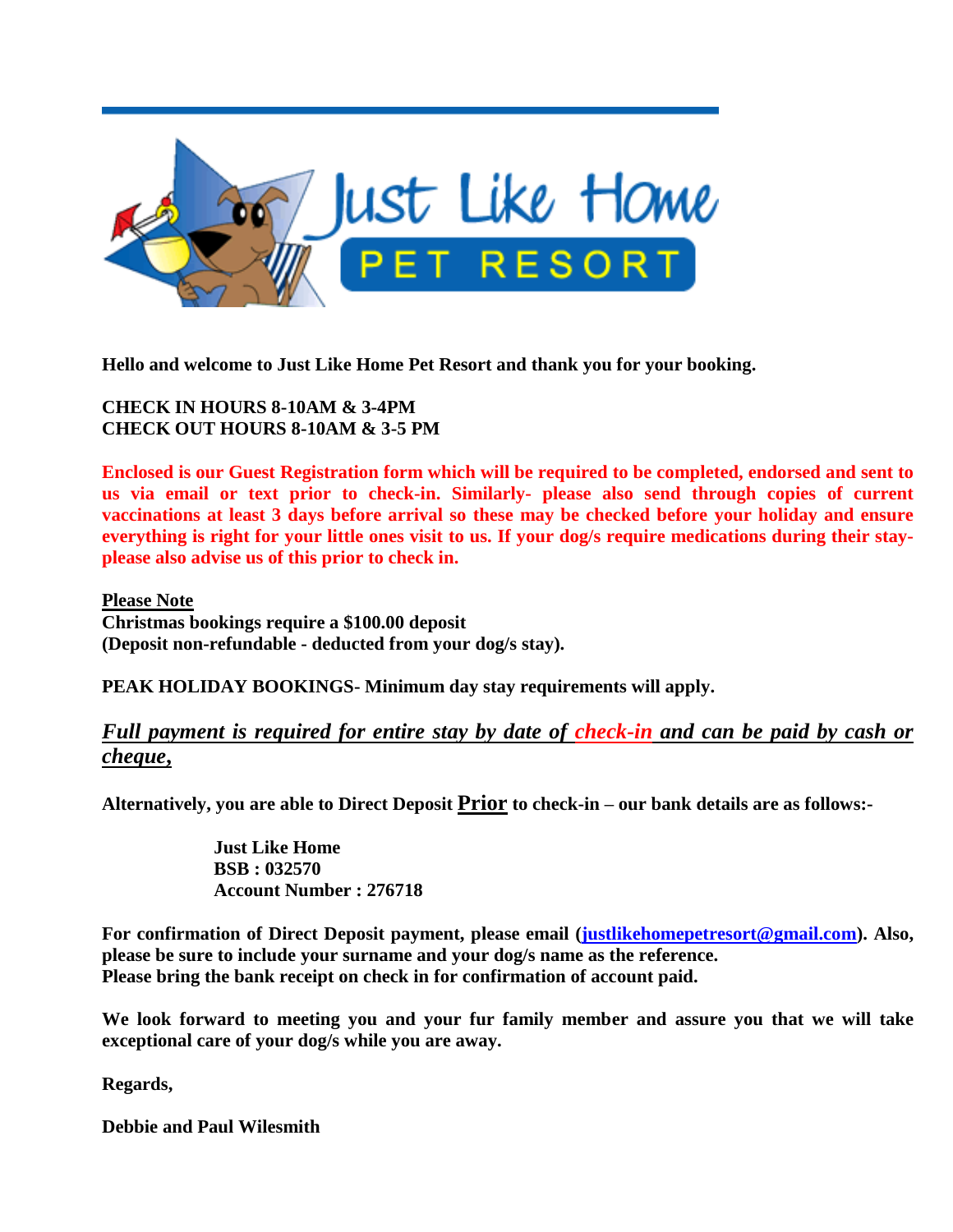**Hello and welcome to Just Like Home Pet Resort and thank you for your booking.**

**CHECK IN HOURS 8-10AM & 3-4PM**
**CHECK OUT HOURS 8-10AM & 3-5 PM**

**Enclosed is our Guest Registration form which will be required to be completed, endorsed and sent to us via email or text prior to check-in. Similarly- please also send through copies of current vaccinations at least 3 days before arrival so these may be checked before your holiday and ensure everything is right for your little ones visit to us. If your dog/s require medications during their stay- please also advise us of this prior to check in.**

**Please Note**
**Christmas bookings require a $100.00 deposit**
**(Deposit non-refundable - deducted from your dog/s stay).**

**PEAK HOLIDAY BOOKINGS- Minimum day stay requirements will apply.**

***Full payment is required for entire stay by date of check-in and can be paid by cash or cheque,***

**Alternatively, you are able to Direct Deposit Prior to check-in – our bank details are as follows:-**

> **Just Like Home**
> **BSB : 032570**
> **Account Number : 276718**

**For confirmation of Direct Deposit payment, please email (justlikehomepetresort@gmail.com). Also, please be sure to include your surname and your dog/s name as the reference.**
**Please bring the bank receipt on check in for confirmation of account paid.**

**We look forward to meeting you and your fur family member and assure you that we will take exceptional care of your dog/s while you are away.**

**Regards,**

**Debbie and Paul Wilesmith**